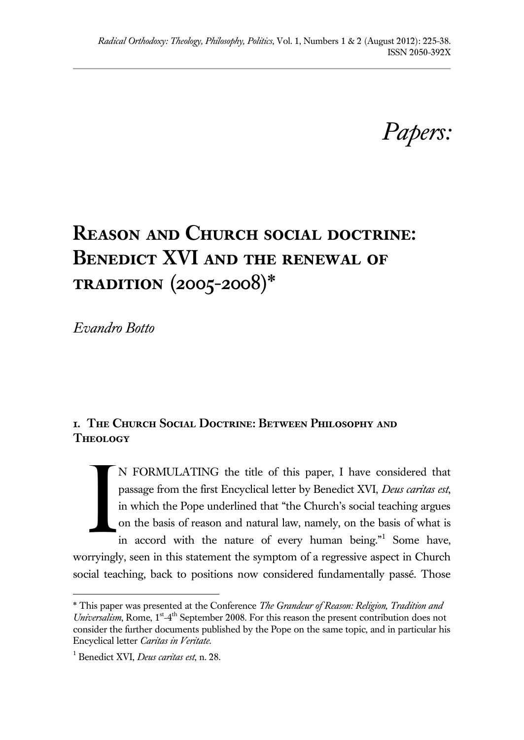*Papers:*

# Reason and Church social doctrine: Benedict XVI and the renewal of tradition (2005-2008)*

*Evandro Botto*

## 1. The Church Social Doctrine: Between Philosophy and Theology

IN FORMULATING the title of this paper, I have considered that passage from the first Encyclical letter by Benedict XVI, *Deus caritas est*, in which the Pope underlined that "the Church's social teaching argues on the basis of reason and natural law, namely, on the basis of what is in accord with the nature of every human being."[1] Some have, worryingly, seen in this statement the symptom of a regressive aspect in Church social teaching, back to positions now considered fundamentally passé. Those

---

* This paper was presented at the Conference *The Grandeur of Reason: Religion, Tradition and Universalism*, Rome, 1st-4th September 2008. For this reason the present contribution does not consider the further documents published by the Pope on the same topic, and in particular his Encyclical letter *Caritas in Veritate*.

[1] Benedict XVI, *Deus caritas est*, n. 28.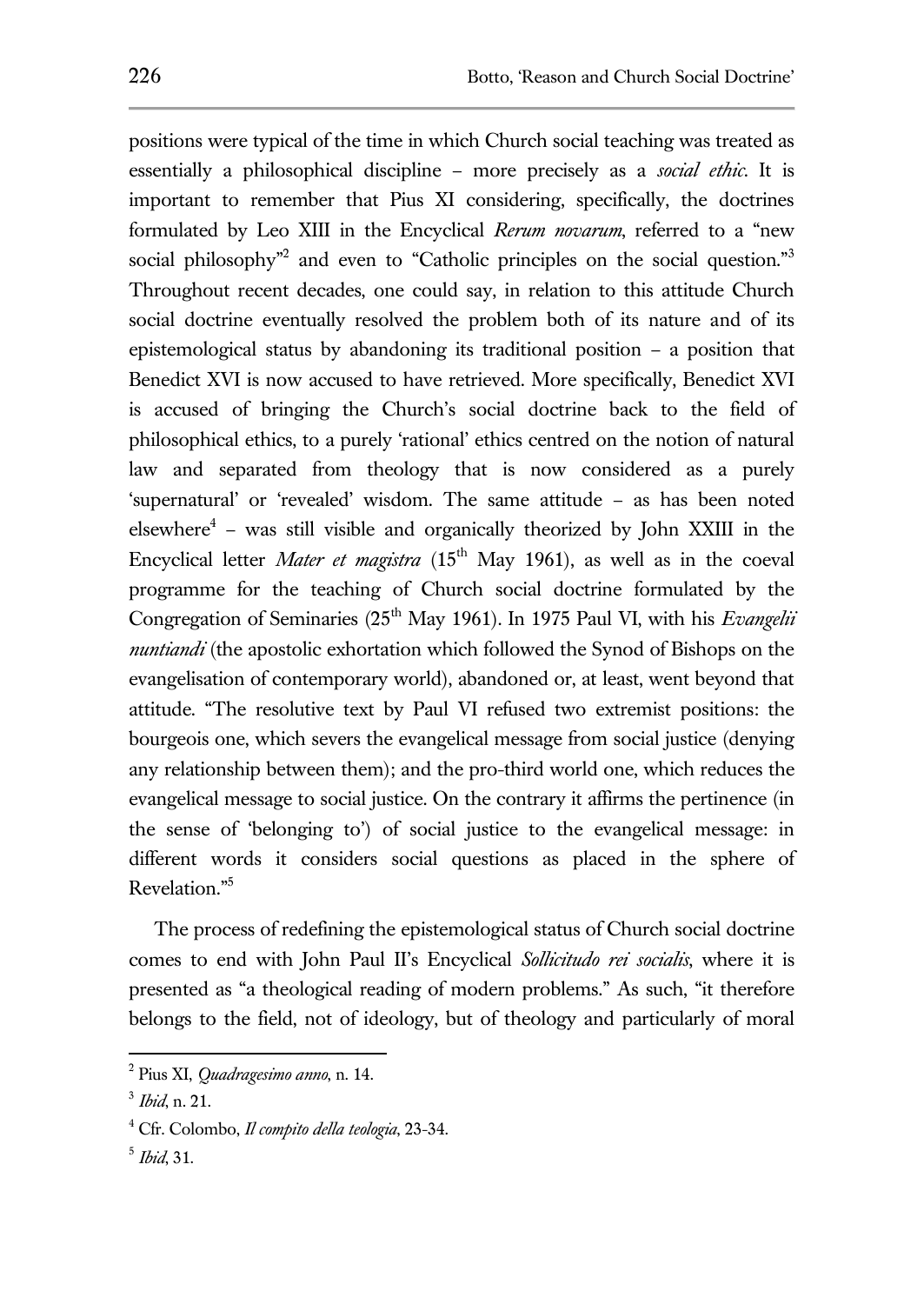positions were typical of the time in which Church social teaching was treated as essentially a philosophical discipline – more precisely as a *social ethic*. It is important to remember that Pius XI considering, specifically, the doctrines formulated by Leo XIII in the Encyclical *Rerum novarum*, referred to a "new social philosophy"[2] and even to "Catholic principles on the social question."[3] Throughout recent decades, one could say, in relation to this attitude Church social doctrine eventually resolved the problem both of its nature and of its epistemological status by abandoning its traditional position – a position that Benedict XVI is now accused to have retrieved. More specifically, Benedict XVI is accused of bringing the Church's social doctrine back to the field of philosophical ethics, to a purely 'rational' ethics centred on the notion of natural law and separated from theology that is now considered as a purely 'supernatural' or 'revealed' wisdom. The same attitude – as has been noted elsewhere[4] – was still visible and organically theorized by John XXIII in the Encyclical letter *Mater et magistra* (15th May 1961), as well as in the coeval programme for the teaching of Church social doctrine formulated by the Congregation of Seminaries (25th May 1961). In 1975 Paul VI, with his *Evangelii nuntiandi* (the apostolic exhortation which followed the Synod of Bishops on the evangelisation of contemporary world), abandoned or, at least, went beyond that attitude. "The resolutive text by Paul VI refused two extremist positions: the bourgeois one, which severs the evangelical message from social justice (denying any relationship between them); and the pro-third world one, which reduces the evangelical message to social justice. On the contrary it affirms the pertinence (in the sense of 'belonging to') of social justice to the evangelical message: in different words it considers social questions as placed in the sphere of Revelation."[5]

The process of redefining the epistemological status of Church social doctrine comes to end with John Paul II's Encyclical *Sollicitudo rei socialis*, where it is presented as "a theological reading of modern problems." As such, "it therefore belongs to the field, not of ideology, but of theology and particularly of moral

---

[2] Pius XI, *Quadragesimo anno*, n. 14.

[3] *Ibid*, n. 21.

[4] Cfr. Colombo, *Il compito della teologia*, 23-34.

[5] *Ibid*, 31.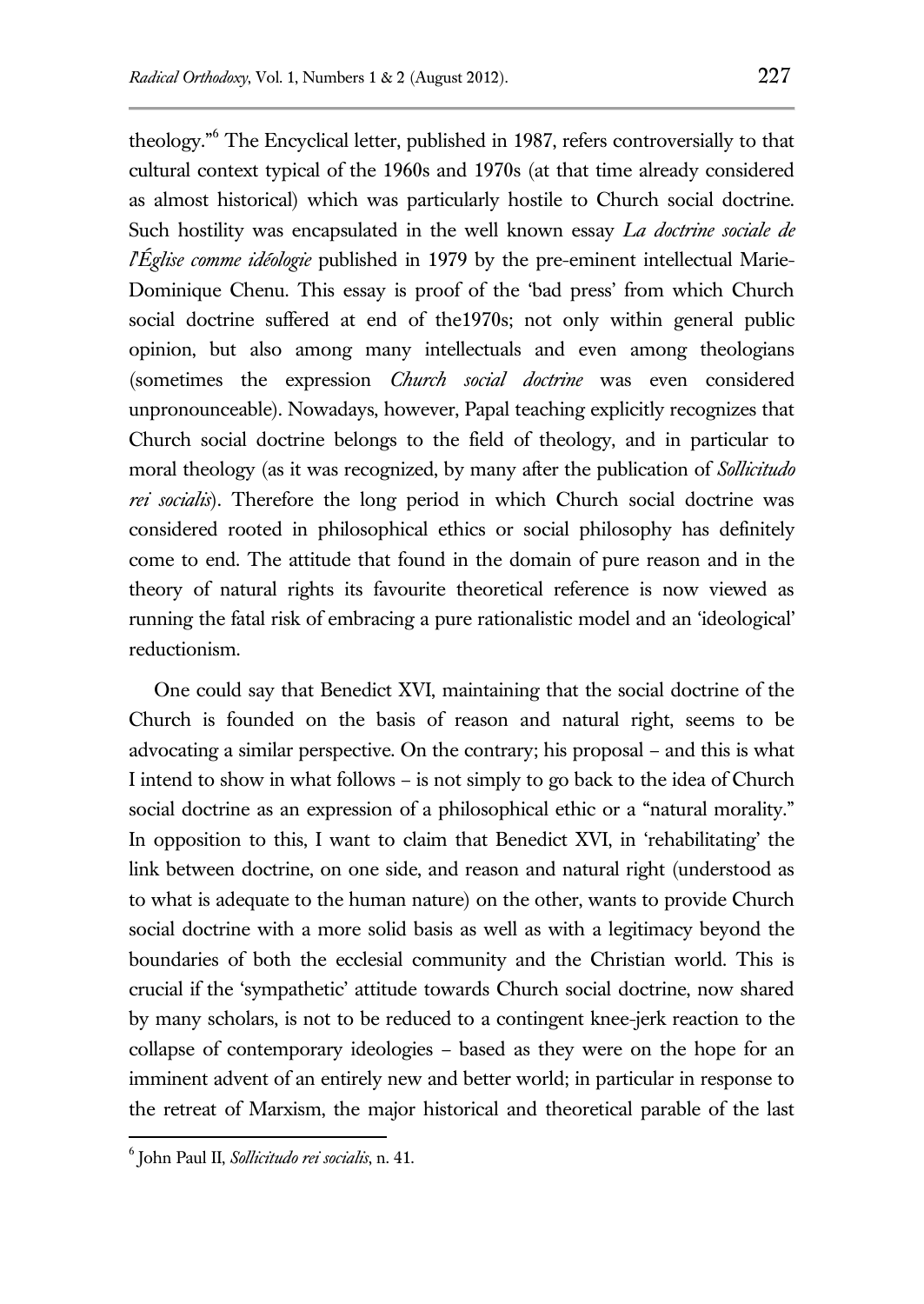theology."[6] The Encyclical letter, published in 1987, refers controversially to that cultural context typical of the 1960s and 1970s (at that time already considered as almost historical) which was particularly hostile to Church social doctrine. Such hostility was encapsulated in the well known essay *La doctrine sociale de l'Église comme idéologie* published in 1979 by the pre-eminent intellectual Marie-Dominique Chenu. This essay is proof of the 'bad press' from which Church social doctrine suffered at end of the1970s; not only within general public opinion, but also among many intellectuals and even among theologians (sometimes the expression *Church social doctrine* was even considered unpronounceable). Nowadays, however, Papal teaching explicitly recognizes that Church social doctrine belongs to the field of theology, and in particular to moral theology (as it was recognized, by many after the publication of *Sollicitudo rei socialis*). Therefore the long period in which Church social doctrine was considered rooted in philosophical ethics or social philosophy has definitely come to end. The attitude that found in the domain of pure reason and in the theory of natural rights its favourite theoretical reference is now viewed as running the fatal risk of embracing a pure rationalistic model and an 'ideological' reductionism.

One could say that Benedict XVI, maintaining that the social doctrine of the Church is founded on the basis of reason and natural right, seems to be advocating a similar perspective. On the contrary; his proposal – and this is what I intend to show in what follows – is not simply to go back to the idea of Church social doctrine as an expression of a philosophical ethic or a "natural morality." In opposition to this, I want to claim that Benedict XVI, in 'rehabilitating' the link between doctrine, on one side, and reason and natural right (understood as to what is adequate to the human nature) on the other, wants to provide Church social doctrine with a more solid basis as well as with a legitimacy beyond the boundaries of both the ecclesial community and the Christian world. This is crucial if the 'sympathetic' attitude towards Church social doctrine, now shared by many scholars, is not to be reduced to a contingent knee-jerk reaction to the collapse of contemporary ideologies – based as they were on the hope for an imminent advent of an entirely new and better world; in particular in response to the retreat of Marxism, the major historical and theoretical parable of the last

[6] John Paul II, *Sollicitudo rei socialis*, n. 41.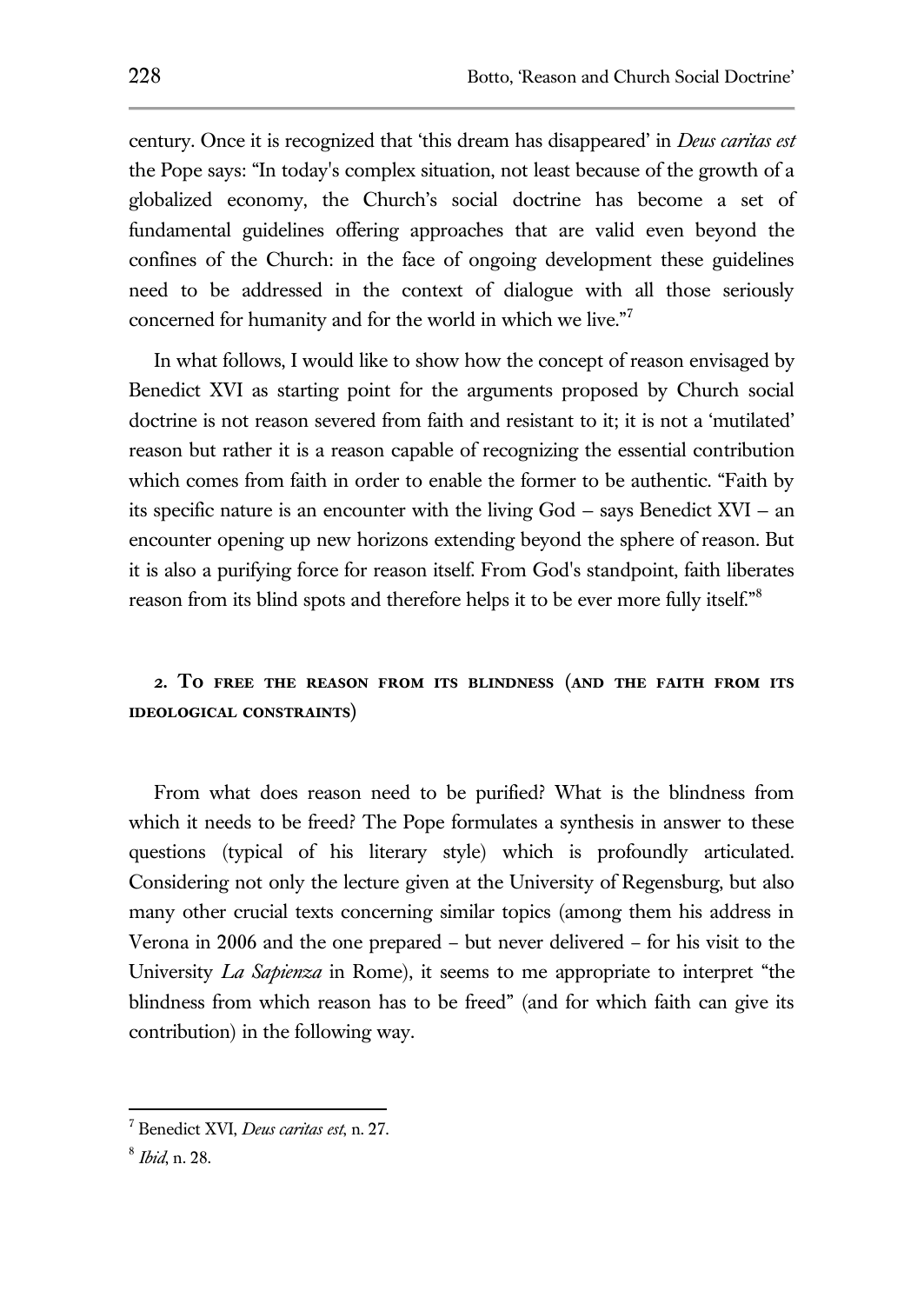century. Once it is recognized that 'this dream has disappeared' in *Deus caritas est* the Pope says: "In today's complex situation, not least because of the growth of a globalized economy, the Church's social doctrine has become a set of fundamental guidelines offering approaches that are valid even beyond the confines of the Church: in the face of ongoing development these guidelines need to be addressed in the context of dialogue with all those seriously concerned for humanity and for the world in which we live."[7]

In what follows, I would like to show how the concept of reason envisaged by Benedict XVI as starting point for the arguments proposed by Church social doctrine is not reason severed from faith and resistant to it; it is not a 'mutilated' reason but rather it is a reason capable of recognizing the essential contribution which comes from faith in order to enable the former to be authentic. "Faith by its specific nature is an encounter with the living God – says Benedict XVI – an encounter opening up new horizons extending beyond the sphere of reason. But it is also a purifying force for reason itself. From God's standpoint, faith liberates reason from its blind spots and therefore helps it to be ever more fully itself."[8]

## 2. To free the reason from its blindness (and the faith from its ideological constraints)

From what does reason need to be purified? What is the blindness from which it needs to be freed? The Pope formulates a synthesis in answer to these questions (typical of his literary style) which is profoundly articulated. Considering not only the lecture given at the University of Regensburg, but also many other crucial texts concerning similar topics (among them his address in Verona in 2006 and the one prepared – but never delivered – for his visit to the University *La Sapienza* in Rome), it seems to me appropriate to interpret "the blindness from which reason has to be freed" (and for which faith can give its contribution) in the following way.

---

[7] Benedict XVI, *Deus caritas est*, n. 27.

[8] *Ibid*, n. 28.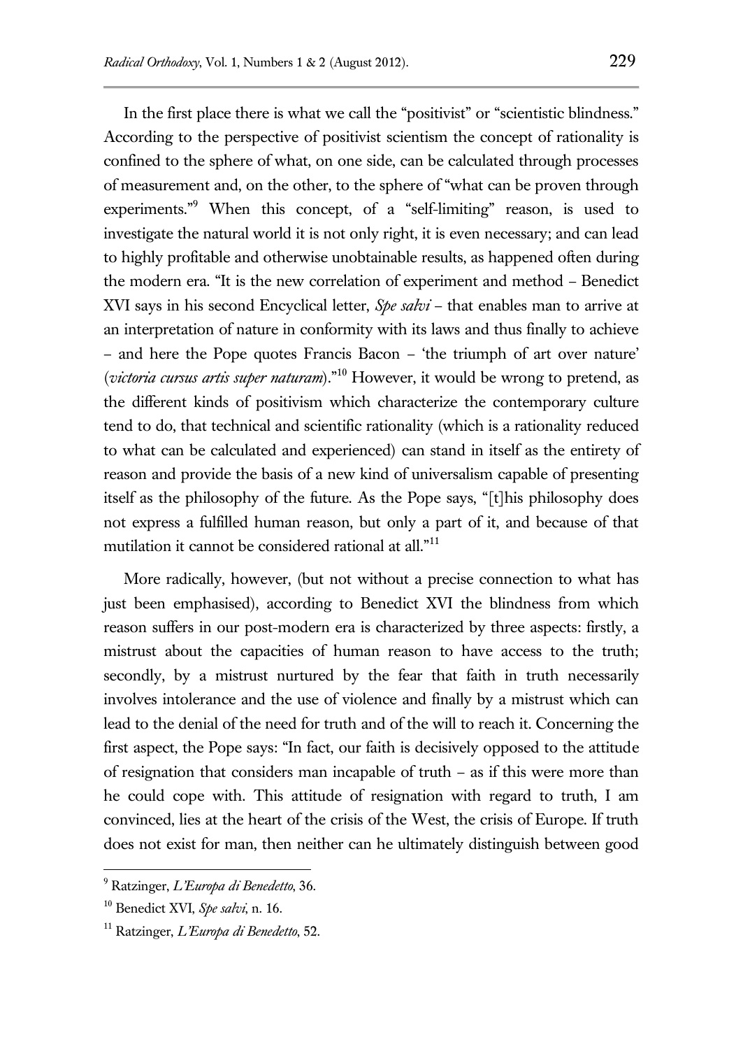In the first place there is what we call the "positivist" or "scientistic blindness." According to the perspective of positivist scientism the concept of rationality is confined to the sphere of what, on one side, can be calculated through processes of measurement and, on the other, to the sphere of "what can be proven through experiments."[9] When this concept, of a "self-limiting" reason, is used to investigate the natural world it is not only right, it is even necessary; and can lead to highly profitable and otherwise unobtainable results, as happened often during the modern era. "It is the new correlation of experiment and method – Benedict XVI says in his second Encyclical letter, *Spe salvi* – that enables man to arrive at an interpretation of nature in conformity with its laws and thus finally to achieve – and here the Pope quotes Francis Bacon – 'the triumph of art over nature' (*victoria cursus artis super naturam*)."[10] However, it would be wrong to pretend, as the different kinds of positivism which characterize the contemporary culture tend to do, that technical and scientific rationality (which is a rationality reduced to what can be calculated and experienced) can stand in itself as the entirety of reason and provide the basis of a new kind of universalism capable of presenting itself as the philosophy of the future. As the Pope says, "[t]his philosophy does not express a fulfilled human reason, but only a part of it, and because of that mutilation it cannot be considered rational at all."[11]

More radically, however, (but not without a precise connection to what has just been emphasised), according to Benedict XVI the blindness from which reason suffers in our post-modern era is characterized by three aspects: firstly, a mistrust about the capacities of human reason to have access to the truth; secondly, by a mistrust nurtured by the fear that faith in truth necessarily involves intolerance and the use of violence and finally by a mistrust which can lead to the denial of the need for truth and of the will to reach it. Concerning the first aspect, the Pope says: "In fact, our faith is decisively opposed to the attitude of resignation that considers man incapable of truth – as if this were more than he could cope with. This attitude of resignation with regard to truth, I am convinced, lies at the heart of the crisis of the West, the crisis of Europe. If truth does not exist for man, then neither can he ultimately distinguish between good

---

[9] Ratzinger, *L'Europa di Benedetto*, 36.

[10] Benedict XVI, *Spe salvi*, n. 16.

[11] Ratzinger, *L'Europa di Benedetto*, 52.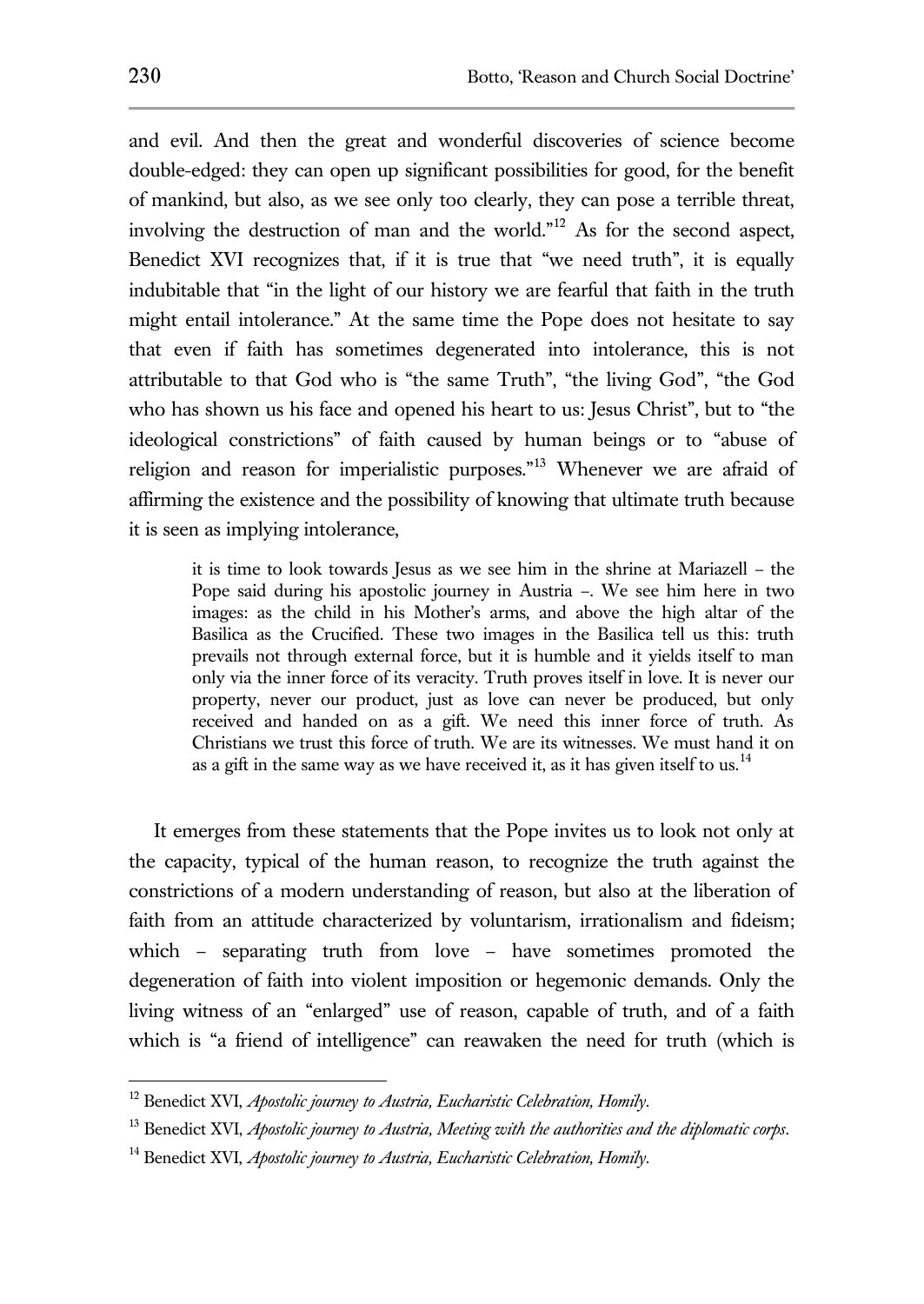and evil. And then the great and wonderful discoveries of science become double-edged: they can open up significant possibilities for good, for the benefit of mankind, but also, as we see only too clearly, they can pose a terrible threat, involving the destruction of man and the world."[12] As for the second aspect, Benedict XVI recognizes that, if it is true that "we need truth", it is equally indubitable that "in the light of our history we are fearful that faith in the truth might entail intolerance." At the same time the Pope does not hesitate to say that even if faith has sometimes degenerated into intolerance, this is not attributable to that God who is "the same Truth", "the living God", "the God who has shown us his face and opened his heart to us: Jesus Christ", but to "the ideological constrictions" of faith caused by human beings or to "abuse of religion and reason for imperialistic purposes."[13] Whenever we are afraid of affirming the existence and the possibility of knowing that ultimate truth because it is seen as implying intolerance,

> it is time to look towards Jesus as we see him in the shrine at Mariazell – the Pope said during his apostolic journey in Austria –. We see him here in two images: as the child in his Mother's arms, and above the high altar of the Basilica as the Crucified. These two images in the Basilica tell us this: truth prevails not through external force, but it is humble and it yields itself to man only via the inner force of its veracity. Truth proves itself in love. It is never our property, never our product, just as love can never be produced, but only received and handed on as a gift. We need this inner force of truth. As Christians we trust this force of truth. We are its witnesses. We must hand it on as a gift in the same way as we have received it, as it has given itself to us.[14]

It emerges from these statements that the Pope invites us to look not only at the capacity, typical of the human reason, to recognize the truth against the constrictions of a modern understanding of reason, but also at the liberation of faith from an attitude characterized by voluntarism, irrationalism and fideism; which – separating truth from love – have sometimes promoted the degeneration of faith into violent imposition or hegemonic demands. Only the living witness of an "enlarged" use of reason, capable of truth, and of a faith which is "a friend of intelligence" can reawaken the need for truth (which is

[12] Benedict XVI, *Apostolic journey to Austria, Eucharistic Celebration, Homily*.

[13] Benedict XVI, *Apostolic journey to Austria, Meeting with the authorities and the diplomatic corps*.

[14] Benedict XVI, *Apostolic journey to Austria, Eucharistic Celebration, Homily*.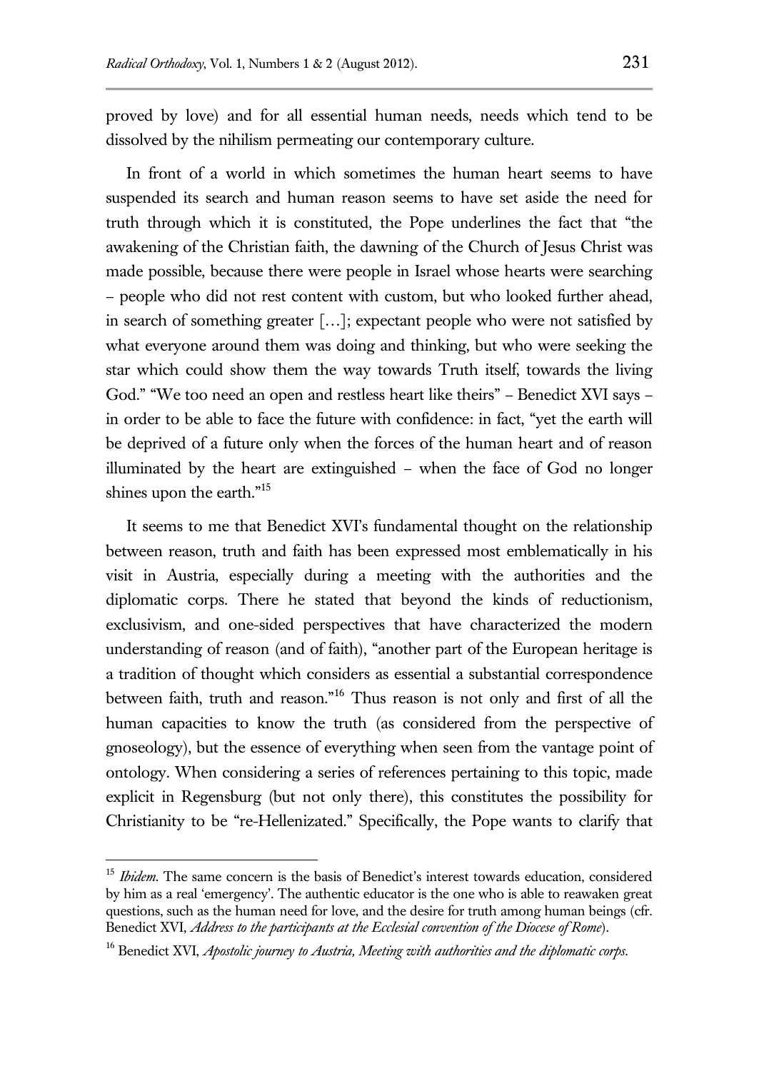proved by love) and for all essential human needs, needs which tend to be dissolved by the nihilism permeating our contemporary culture.

In front of a world in which sometimes the human heart seems to have suspended its search and human reason seems to have set aside the need for truth through which it is constituted, the Pope underlines the fact that "the awakening of the Christian faith, the dawning of the Church of Jesus Christ was made possible, because there were people in Israel whose hearts were searching – people who did not rest content with custom, but who looked further ahead, in search of something greater […]; expectant people who were not satisfied by what everyone around them was doing and thinking, but who were seeking the star which could show them the way towards Truth itself, towards the living God." "We too need an open and restless heart like theirs" – Benedict XVI says – in order to be able to face the future with confidence: in fact, "yet the earth will be deprived of a future only when the forces of the human heart and of reason illuminated by the heart are extinguished – when the face of God no longer shines upon the earth."[15]

It seems to me that Benedict XVI's fundamental thought on the relationship between reason, truth and faith has been expressed most emblematically in his visit in Austria, especially during a meeting with the authorities and the diplomatic corps. There he stated that beyond the kinds of reductionism, exclusivism, and one-sided perspectives that have characterized the modern understanding of reason (and of faith), "another part of the European heritage is a tradition of thought which considers as essential a substantial correspondence between faith, truth and reason."[16] Thus reason is not only and first of all the human capacities to know the truth (as considered from the perspective of gnoseology), but the essence of everything when seen from the vantage point of ontology. When considering a series of references pertaining to this topic, made explicit in Regensburg (but not only there), this constitutes the possibility for Christianity to be "re-Hellenizated." Specifically, the Pope wants to clarify that

---

[15] *Ibidem*. The same concern is the basis of Benedict's interest towards education, considered by him as a real 'emergency'. The authentic educator is the one who is able to reawaken great questions, such as the human need for love, and the desire for truth among human beings (cfr. Benedict XVI, *Address to the participants at the Ecclesial convention of the Diocese of Rome*).

[16] Benedict XVI, *Apostolic journey to Austria, Meeting with authorities and the diplomatic corps*.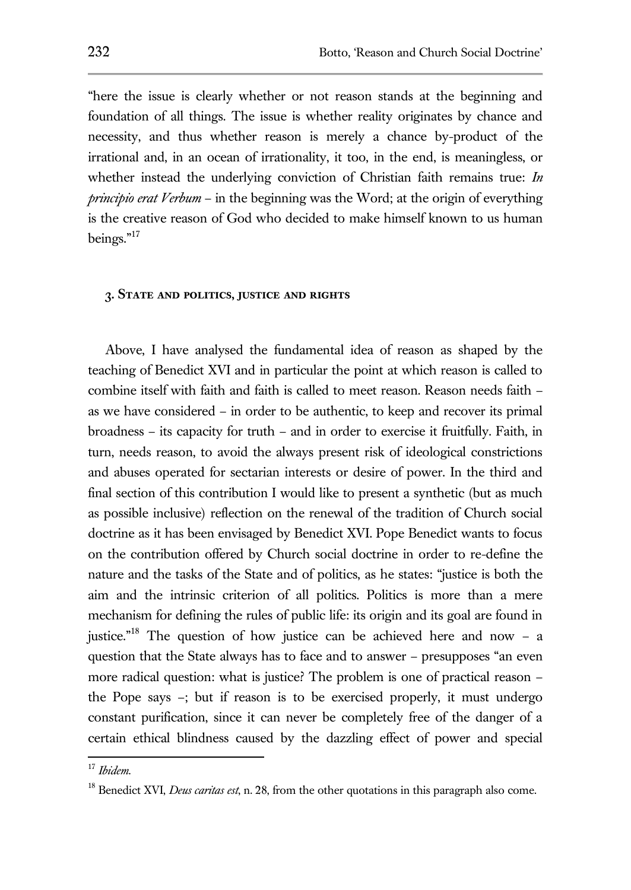"here the issue is clearly whether or not reason stands at the beginning and foundation of all things. The issue is whether reality originates by chance and necessity, and thus whether reason is merely a chance by-product of the irrational and, in an ocean of irrationality, it too, in the end, is meaningless, or whether instead the underlying conviction of Christian faith remains true: *In principio erat Verbum* – in the beginning was the Word; at the origin of everything is the creative reason of God who decided to make himself known to us human beings."[17]

## 3. State and politics, justice and rights

Above, I have analysed the fundamental idea of reason as shaped by the teaching of Benedict XVI and in particular the point at which reason is called to combine itself with faith and faith is called to meet reason. Reason needs faith – as we have considered – in order to be authentic, to keep and recover its primal broadness – its capacity for truth – and in order to exercise it fruitfully. Faith, in turn, needs reason, to avoid the always present risk of ideological constrictions and abuses operated for sectarian interests or desire of power. In the third and final section of this contribution I would like to present a synthetic (but as much as possible inclusive) reflection on the renewal of the tradition of Church social doctrine as it has been envisaged by Benedict XVI. Pope Benedict wants to focus on the contribution offered by Church social doctrine in order to re-define the nature and the tasks of the State and of politics, as he states: "justice is both the aim and the intrinsic criterion of all politics. Politics is more than a mere mechanism for defining the rules of public life: its origin and its goal are found in justice."[18] The question of how justice can be achieved here and now – a question that the State always has to face and to answer – presupposes "an even more radical question: what is justice? The problem is one of practical reason – the Pope says –; but if reason is to be exercised properly, it must undergo constant purification, since it can never be completely free of the danger of a certain ethical blindness caused by the dazzling effect of power and special

---

[17] *Ibidem.*

[18] Benedict XVI, *Deus caritas est*, n. 28, from the other quotations in this paragraph also come.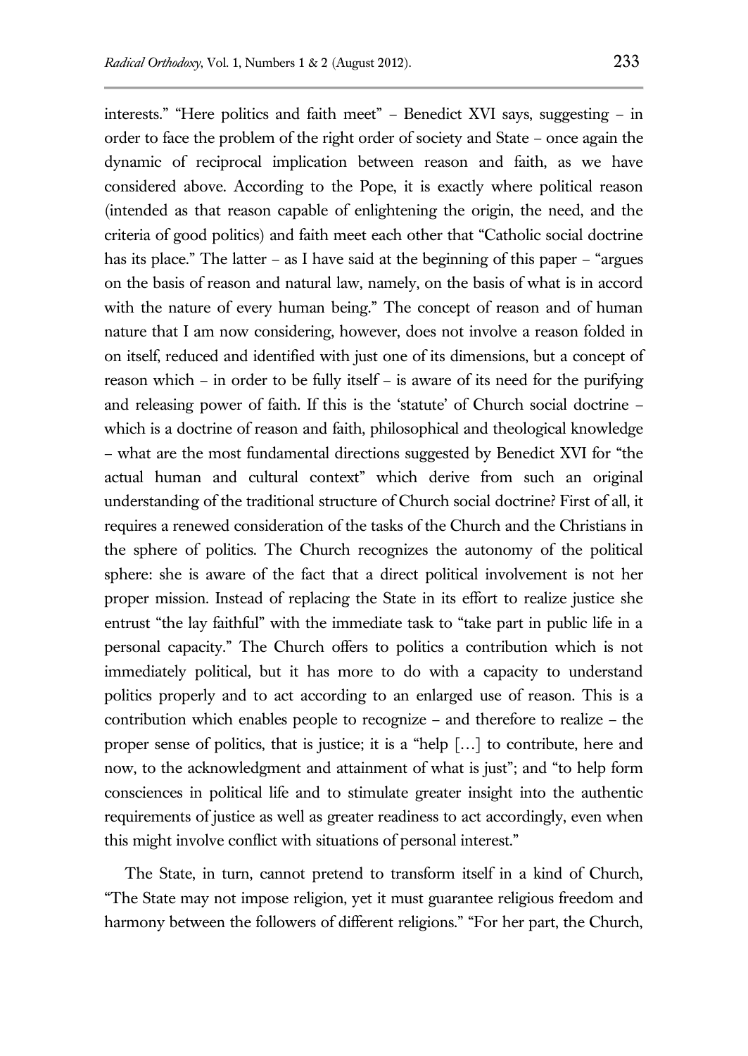interests." "Here politics and faith meet" – Benedict XVI says, suggesting – in order to face the problem of the right order of society and State – once again the dynamic of reciprocal implication between reason and faith, as we have considered above. According to the Pope, it is exactly where political reason (intended as that reason capable of enlightening the origin, the need, and the criteria of good politics) and faith meet each other that "Catholic social doctrine has its place." The latter – as I have said at the beginning of this paper – "argues on the basis of reason and natural law, namely, on the basis of what is in accord with the nature of every human being." The concept of reason and of human nature that I am now considering, however, does not involve a reason folded in on itself, reduced and identified with just one of its dimensions, but a concept of reason which – in order to be fully itself – is aware of its need for the purifying and releasing power of faith. If this is the 'statute' of Church social doctrine – which is a doctrine of reason and faith, philosophical and theological knowledge – what are the most fundamental directions suggested by Benedict XVI for "the actual human and cultural context" which derive from such an original understanding of the traditional structure of Church social doctrine? First of all, it requires a renewed consideration of the tasks of the Church and the Christians in the sphere of politics. The Church recognizes the autonomy of the political sphere: she is aware of the fact that a direct political involvement is not her proper mission. Instead of replacing the State in its effort to realize justice she entrust "the lay faithful" with the immediate task to "take part in public life in a personal capacity." The Church offers to politics a contribution which is not immediately political, but it has more to do with a capacity to understand politics properly and to act according to an enlarged use of reason. This is a contribution which enables people to recognize – and therefore to realize – the proper sense of politics, that is justice; it is a "help […] to contribute, here and now, to the acknowledgment and attainment of what is just"; and "to help form consciences in political life and to stimulate greater insight into the authentic requirements of justice as well as greater readiness to act accordingly, even when this might involve conflict with situations of personal interest."

The State, in turn, cannot pretend to transform itself in a kind of Church, "The State may not impose religion, yet it must guarantee religious freedom and harmony between the followers of different religions." "For her part, the Church,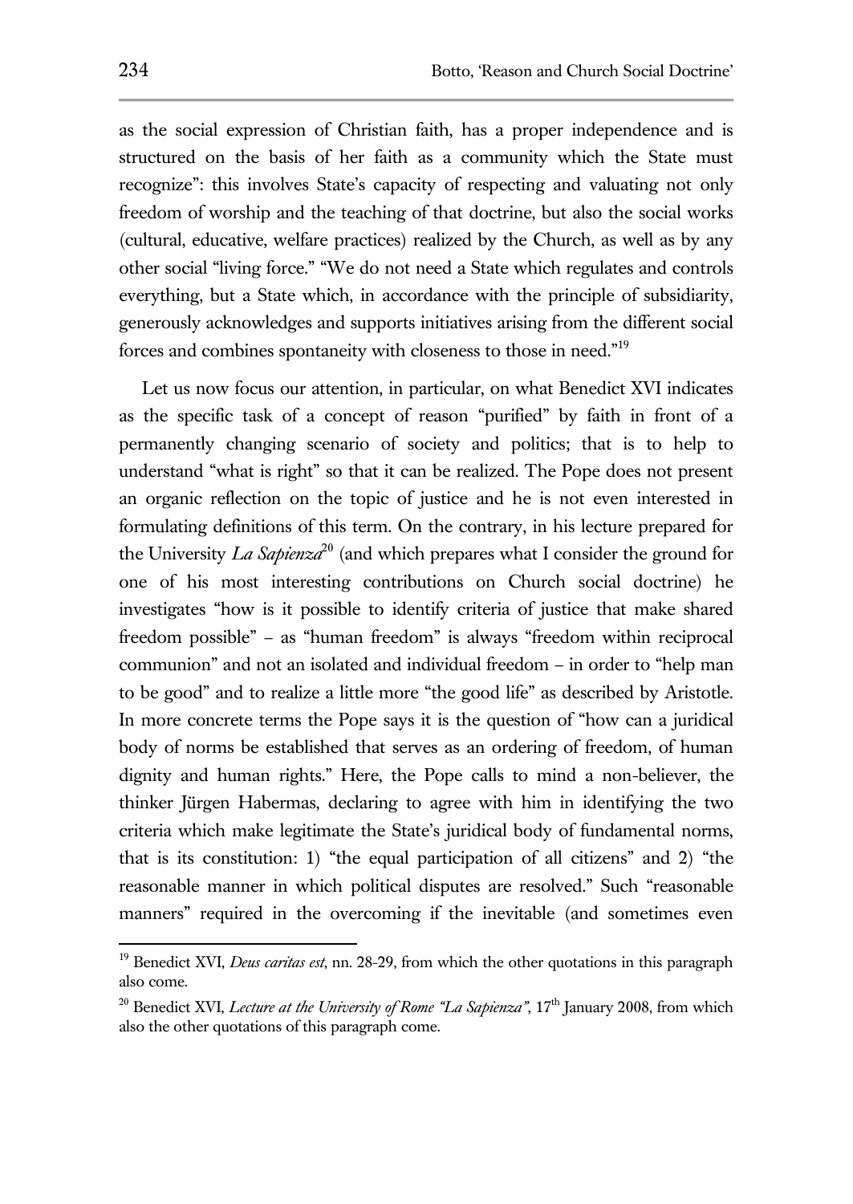as the social expression of Christian faith, has a proper independence and is structured on the basis of her faith as a community which the State must recognize": this involves State's capacity of respecting and valuating not only freedom of worship and the teaching of that doctrine, but also the social works (cultural, educative, welfare practices) realized by the Church, as well as by any other social "living force." "We do not need a State which regulates and controls everything, but a State which, in accordance with the principle of subsidiarity, generously acknowledges and supports initiatives arising from the different social forces and combines spontaneity with closeness to those in need."[19]

Let us now focus our attention, in particular, on what Benedict XVI indicates as the specific task of a concept of reason "purified" by faith in front of a permanently changing scenario of society and politics; that is to help to understand "what is right" so that it can be realized. The Pope does not present an organic reflection on the topic of justice and he is not even interested in formulating definitions of this term. On the contrary, in his lecture prepared for the University *La Sapienza*[20] (and which prepares what I consider the ground for one of his most interesting contributions on Church social doctrine) he investigates "how is it possible to identify criteria of justice that make shared freedom possible" – as "human freedom" is always "freedom within reciprocal communion" and not an isolated and individual freedom – in order to "help man to be good" and to realize a little more "the good life" as described by Aristotle. In more concrete terms the Pope says it is the question of "how can a juridical body of norms be established that serves as an ordering of freedom, of human dignity and human rights." Here, the Pope calls to mind a non-believer, the thinker Jürgen Habermas, declaring to agree with him in identifying the two criteria which make legitimate the State's juridical body of fundamental norms, that is its constitution: 1) "the equal participation of all citizens" and 2) "the reasonable manner in which political disputes are resolved." Such "reasonable manners" required in the overcoming if the inevitable (and sometimes even

---

[19] Benedict XVI, *Deus caritas est*, nn. 28-29, from which the other quotations in this paragraph also come.

[20] Benedict XVI, *Lecture at the University of Rome "La Sapienza"*, 17th January 2008, from which also the other quotations of this paragraph come.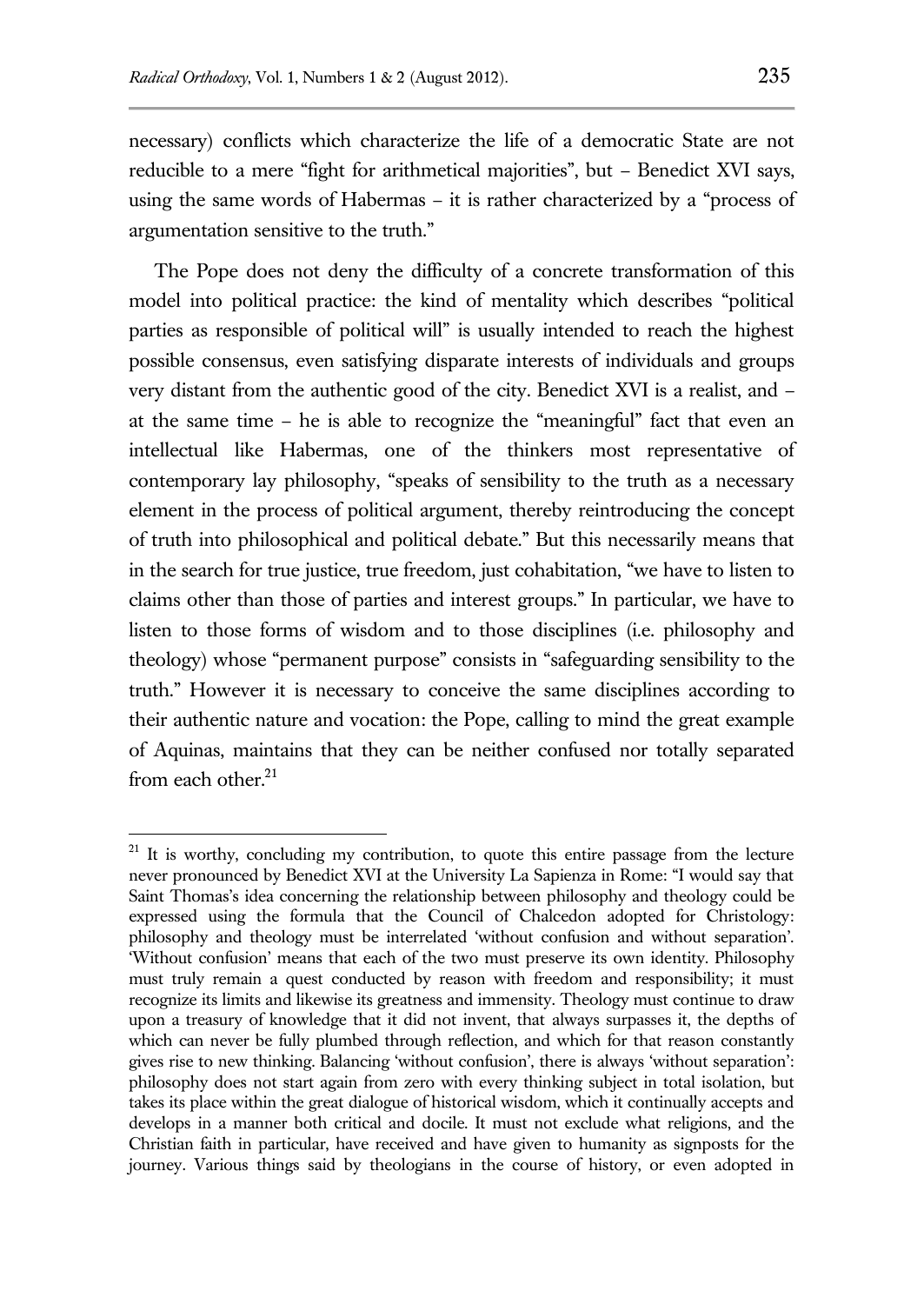necessary) conflicts which characterize the life of a democratic State are not reducible to a mere "fight for arithmetical majorities", but – Benedict XVI says, using the same words of Habermas – it is rather characterized by a "process of argumentation sensitive to the truth."

The Pope does not deny the difficulty of a concrete transformation of this model into political practice: the kind of mentality which describes "political parties as responsible of political will" is usually intended to reach the highest possible consensus, even satisfying disparate interests of individuals and groups very distant from the authentic good of the city. Benedict XVI is a realist, and – at the same time – he is able to recognize the "meaningful" fact that even an intellectual like Habermas, one of the thinkers most representative of contemporary lay philosophy, "speaks of sensibility to the truth as a necessary element in the process of political argument, thereby reintroducing the concept of truth into philosophical and political debate." But this necessarily means that in the search for true justice, true freedom, just cohabitation, "we have to listen to claims other than those of parties and interest groups." In particular, we have to listen to those forms of wisdom and to those disciplines (i.e. philosophy and theology) whose "permanent purpose" consists in "safeguarding sensibility to the truth." However it is necessary to conceive the same disciplines according to their authentic nature and vocation: the Pope, calling to mind the great example of Aquinas, maintains that they can be neither confused nor totally separated from each other.[21]

---

[21] It is worthy, concluding my contribution, to quote this entire passage from the lecture never pronounced by Benedict XVI at the University La Sapienza in Rome: "I would say that Saint Thomas's idea concerning the relationship between philosophy and theology could be expressed using the formula that the Council of Chalcedon adopted for Christology: philosophy and theology must be interrelated 'without confusion and without separation'. 'Without confusion' means that each of the two must preserve its own identity. Philosophy must truly remain a quest conducted by reason with freedom and responsibility; it must recognize its limits and likewise its greatness and immensity. Theology must continue to draw upon a treasury of knowledge that it did not invent, that always surpasses it, the depths of which can never be fully plumbed through reflection, and which for that reason constantly gives rise to new thinking. Balancing 'without confusion', there is always 'without separation': philosophy does not start again from zero with every thinking subject in total isolation, but takes its place within the great dialogue of historical wisdom, which it continually accepts and develops in a manner both critical and docile. It must not exclude what religions, and the Christian faith in particular, have received and have given to humanity as signposts for the journey. Various things said by theologians in the course of history, or even adopted in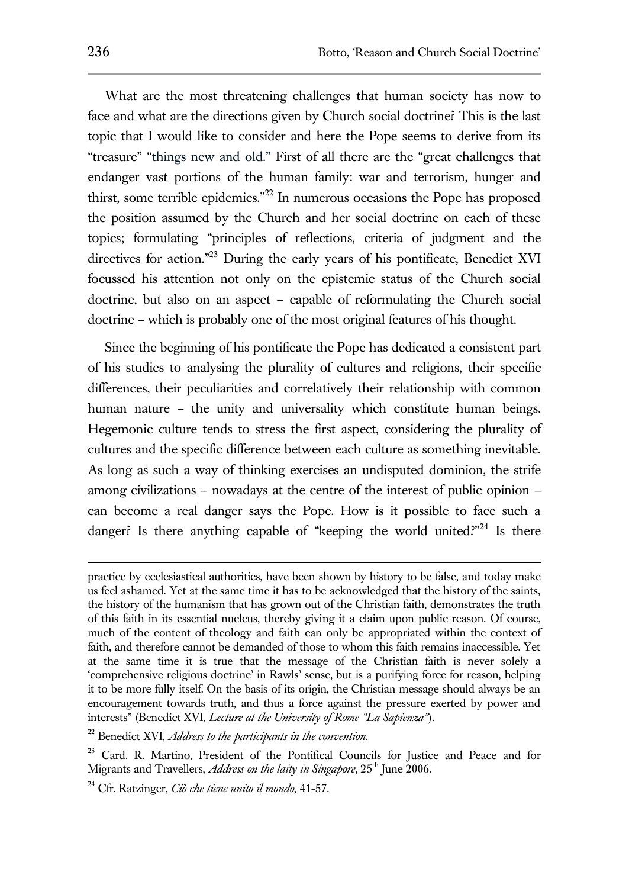What are the most threatening challenges that human society has now to face and what are the directions given by Church social doctrine? This is the last topic that I would like to consider and here the Pope seems to derive from its "treasure" "things new and old." First of all there are the "great challenges that endanger vast portions of the human family: war and terrorism, hunger and thirst, some terrible epidemics."[22] In numerous occasions the Pope has proposed the position assumed by the Church and her social doctrine on each of these topics; formulating "principles of reflections, criteria of judgment and the directives for action."[23] During the early years of his pontificate, Benedict XVI focussed his attention not only on the epistemic status of the Church social doctrine, but also on an aspect – capable of reformulating the Church social doctrine – which is probably one of the most original features of his thought.

Since the beginning of his pontificate the Pope has dedicated a consistent part of his studies to analysing the plurality of cultures and religions, their specific differences, their peculiarities and correlatively their relationship with common human nature – the unity and universality which constitute human beings. Hegemonic culture tends to stress the first aspect, considering the plurality of cultures and the specific difference between each culture as something inevitable. As long as such a way of thinking exercises an undisputed dominion, the strife among civilizations – nowadays at the centre of the interest of public opinion – can become a real danger says the Pope. How is it possible to face such a danger? Is there anything capable of "keeping the world united?"[24] Is there

---

practice by ecclesiastical authorities, have been shown by history to be false, and today make us feel ashamed. Yet at the same time it has to be acknowledged that the history of the saints, the history of the humanism that has grown out of the Christian faith, demonstrates the truth of this faith in its essential nucleus, thereby giving it a claim upon public reason. Of course, much of the content of theology and faith can only be appropriated within the context of faith, and therefore cannot be demanded of those to whom this faith remains inaccessible. Yet at the same time it is true that the message of the Christian faith is never solely a 'comprehensive religious doctrine' in Rawls' sense, but is a purifying force for reason, helping it to be more fully itself. On the basis of its origin, the Christian message should always be an encouragement towards truth, and thus a force against the pressure exerted by power and interests" (Benedict XVI, *Lecture at the University of Rome "La Sapienza"*).

[22] Benedict XVI, *Address to the participants in the convention*.

[23] Card. R. Martino, President of the Pontifical Councils for Justice and Peace and for Migrants and Travellers, *Address on the laity in Singapore*, 25th June 2006.

[24] Cfr. Ratzinger, *Ciò che tiene unito il mondo*, 41-57.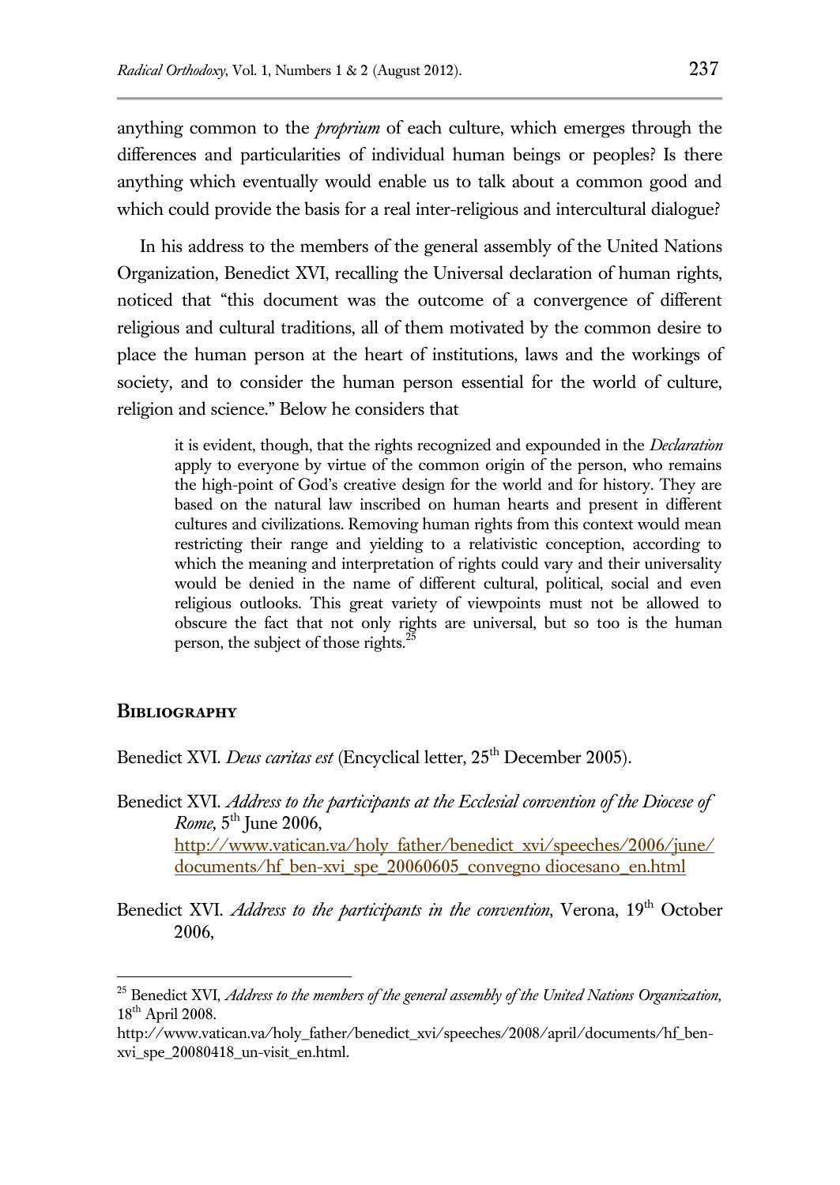anything common to the *proprium* of each culture, which emerges through the differences and particularities of individual human beings or peoples? Is there anything which eventually would enable us to talk about a common good and which could provide the basis for a real inter-religious and intercultural dialogue?

In his address to the members of the general assembly of the United Nations Organization, Benedict XVI, recalling the Universal declaration of human rights, noticed that "this document was the outcome of a convergence of different religious and cultural traditions, all of them motivated by the common desire to place the human person at the heart of institutions, laws and the workings of society, and to consider the human person essential for the world of culture, religion and science." Below he considers that

> it is evident, though, that the rights recognized and expounded in the *Declaration* apply to everyone by virtue of the common origin of the person, who remains the high-point of God's creative design for the world and for history. They are based on the natural law inscribed on human hearts and present in different cultures and civilizations. Removing human rights from this context would mean restricting their range and yielding to a relativistic conception, according to which the meaning and interpretation of rights could vary and their universality would be denied in the name of different cultural, political, social and even religious outlooks. This great variety of viewpoints must not be allowed to obscure the fact that not only rights are universal, but so too is the human person, the subject of those rights.[25]

## Bibliography

Benedict XVI. *Deus caritas est* (Encyclical letter, 25th December 2005).

Benedict XVI. *Address to the participants at the Ecclesial convention of the Diocese of Rome*, 5th June 2006, http://www.vatican.va/holy_father/benedict_xvi/speeches/2006/june/documents/hf_ben-xvi_spe_20060605_convegno diocesano_en.html

Benedict XVI. *Address to the participants in the convention*, Verona, 19th October 2006,

---

[25] Benedict XVI, *Address to the members of the general assembly of the United Nations Organization*, 18th April 2008. http://www.vatican.va/holy_father/benedict_xvi/speeches/2008/april/documents/hf_ben-xvi_spe_20080418_un-visit_en.html.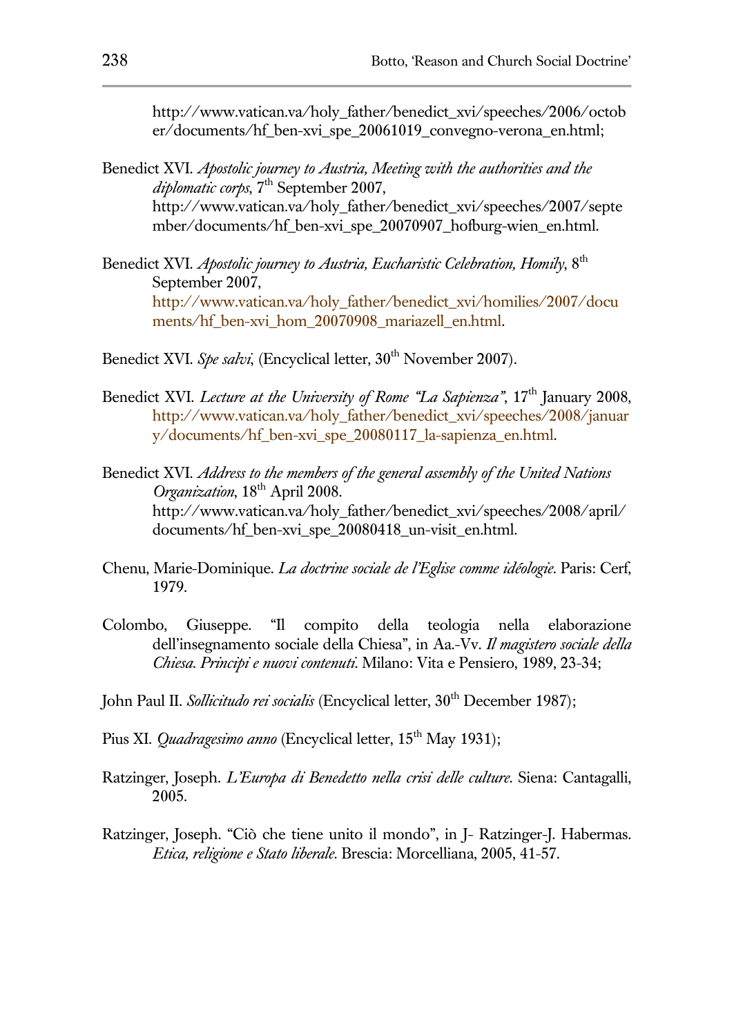http://www.vatican.va/holy_father/benedict_xvi/speeches/2006/october/documents/hf_ben-xvi_spe_20061019_convegno-verona_en.html;

Benedict XVI. *Apostolic journey to Austria, Meeting with the authorities and the diplomatic corps*, 7th September 2007, http://www.vatican.va/holy_father/benedict_xvi/speeches/2007/september/documents/hf_ben-xvi_spe_20070907_hofburg-wien_en.html.

Benedict XVI. *Apostolic journey to Austria, Eucharistic Celebration, Homily*, 8th September 2007, http://www.vatican.va/holy_father/benedict_xvi/homilies/2007/documents/hf_ben-xvi_hom_20070908_mariazell_en.html.

Benedict XVI. *Spe salvi,* (Encyclical letter, 30th November 2007).

Benedict XVI. *Lecture at the University of Rome "La Sapienza"*, 17th January 2008, http://www.vatican.va/holy_father/benedict_xvi/speeches/2008/january/documents/hf_ben-xvi_spe_20080117_la-sapienza_en.html.

Benedict XVI. *Address to the members of the general assembly of the United Nations Organization*, 18th April 2008. http://www.vatican.va/holy_father/benedict_xvi/speeches/2008/april/documents/hf_ben-xvi_spe_20080418_un-visit_en.html.

Chenu, Marie-Dominique. *La doctrine sociale de l'Eglise comme idéologie*. Paris: Cerf, 1979.

Colombo, Giuseppe. "Il compito della teologia nella elaborazione dell'insegnamento sociale della Chiesa", in Aa.-Vv. *Il magistero sociale della Chiesa. Principi e nuovi contenuti*. Milano: Vita e Pensiero, 1989, 23-34;

John Paul II. *Sollicitudo rei socialis* (Encyclical letter, 30th December 1987);

Pius XI. *Quadragesimo anno* (Encyclical letter, 15th May 1931);

Ratzinger, Joseph. *L'Europa di Benedetto nella crisi delle culture*. Siena: Cantagalli, 2005.

Ratzinger, Joseph. "Ciò che tiene unito il mondo", in J- Ratzinger-J. Habermas. *Etica, religione e Stato liberale*. Brescia: Morcelliana, 2005, 41-57.